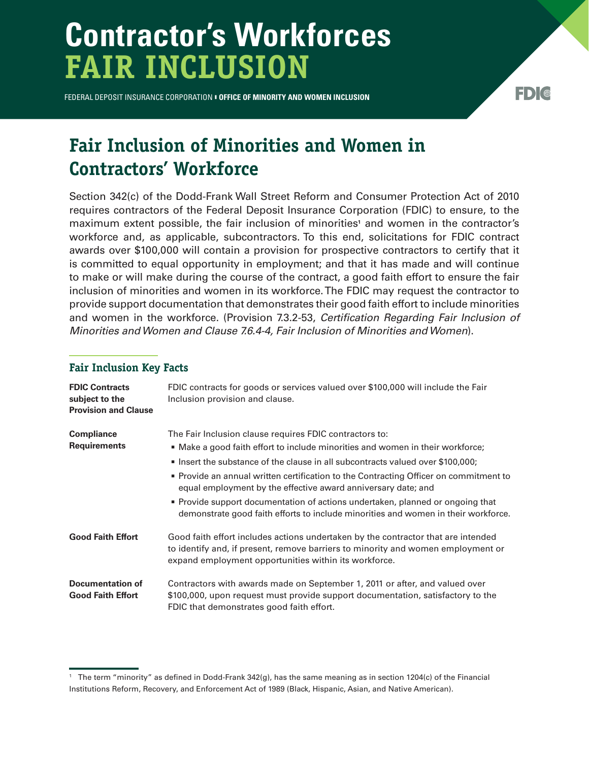# Contractor's Workforces FAIR INCLUSION

FEDERAL DEPOSIT INSURANCE CORPORATION | **OFFICE OF MINORITY AND WOMEN INCLUSION**

FDIC

## Fair Inclusion of Minorities and Women in Contractors' Workforce

Section 342(c) of the Dodd-Frank Wall Street Reform and Consumer Protection Act of 2010 requires contractors of the Federal Deposit Insurance Corporation (FDIC) to ensure, to the maximum extent possible, the fair inclusion of minorities[1] and women in the contractor's workforce and, as applicable, subcontractors. To this end, solicitations for FDIC contract awards over $100,000 will contain a provision for prospective contractors to certify that it is committed to equal opportunity in employment; and that it has made and will continue to make or will make during the course of the contract, a good faith effort to ensure the fair inclusion of minorities and women in its workforce. The FDIC may request the contractor to provide support documentation that demonstrates their good faith effort to include minorities and women in the workforce. (Provision 7.3.2-53, *Certification Regarding Fair Inclusion of Minorities and Women and Clause 7.6.4-4, Fair Inclusion of Minorities and Women*).

### Fair Inclusion Key Facts

| | |
|---|---|
| **FDIC Contracts subject to the Provision and Clause** | FDIC contracts for goods or services valued over $100,000 will include the Fair Inclusion provision and clause. |
| **Compliance Requirements** | The Fair Inclusion clause requires FDIC contractors to:<br>▪ Make a good faith effort to include minorities and women in their workforce;<br>▪ Insert the substance of the clause in all subcontracts valued over $100,000;<br>▪ Provide an annual written certification to the Contracting Officer on commitment to equal employment by the effective award anniversary date; and<br>▪ Provide support documentation of actions undertaken, planned or ongoing that demonstrate good faith efforts to include minorities and women in their workforce. |
| **Good Faith Effort** | Good faith effort includes actions undertaken by the contractor that are intended to identify and, if present, remove barriers to minority and women employment or expand employment opportunities within its workforce. |
| **Documentation of Good Faith Effort** | Contractors with awards made on September 1, 2011 or after, and valued over $100,000, upon request must provide support documentation, satisfactory to the FDIC that demonstrates good faith effort. |

[1] The term "minority" as defined in Dodd-Frank 342(g), has the same meaning as in section 1204(c) of the Financial Institutions Reform, Recovery, and Enforcement Act of 1989 (Black, Hispanic, Asian, and Native American).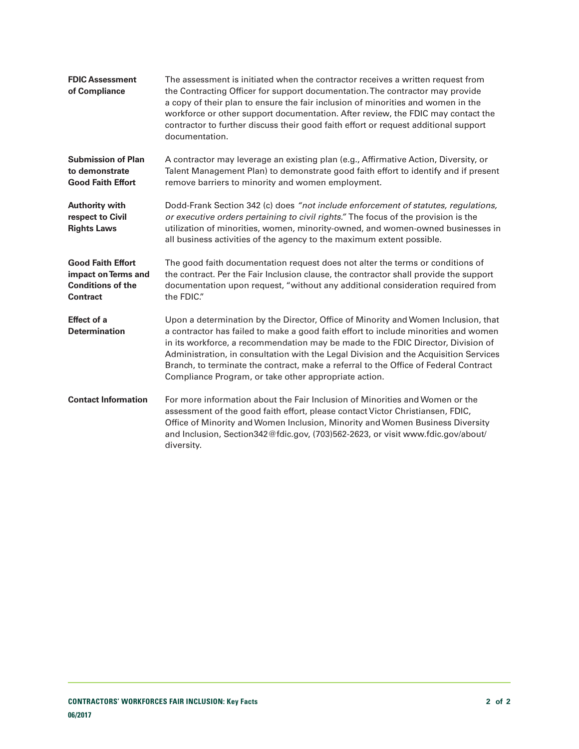**FDIC Assessment of Compliance**

The assessment is initiated when the contractor receives a written request from the Contracting Officer for support documentation. The contractor may provide a copy of their plan to ensure the fair inclusion of minorities and women in the workforce or other support documentation. After review, the FDIC may contact the contractor to further discuss their good faith effort or request additional support documentation.

**Submission of Plan to demonstrate Good Faith Effort**

A contractor may leverage an existing plan (e.g., Affirmative Action, Diversity, or Talent Management Plan) to demonstrate good faith effort to identify and if present remove barriers to minority and women employment.

**Authority with respect to Civil Rights Laws**

Dodd-Frank Section 342 (c) does *"not include enforcement of statutes, regulations, or executive orders pertaining to civil rights."* The focus of the provision is the utilization of minorities, women, minority-owned, and women-owned businesses in all business activities of the agency to the maximum extent possible.

**Good Faith Effort impact on Terms and Conditions of the Contract**

The good faith documentation request does not alter the terms or conditions of the contract. Per the Fair Inclusion clause, the contractor shall provide the support documentation upon request, "without any additional consideration required from the FDIC."

**Effect of a Determination**

Upon a determination by the Director, Office of Minority and Women Inclusion, that a contractor has failed to make a good faith effort to include minorities and women in its workforce, a recommendation may be made to the FDIC Director, Division of Administration, in consultation with the Legal Division and the Acquisition Services Branch, to terminate the contract, make a referral to the Office of Federal Contract Compliance Program, or take other appropriate action.

**Contact Information**

For more information about the Fair Inclusion of Minorities and Women or the assessment of the good faith effort, please contact Victor Christiansen, FDIC, Office of Minority and Women Inclusion, Minority and Women Business Diversity and Inclusion, Section342@fdic.gov, (703)562-2623, or visit www.fdic.gov/about/diversity.